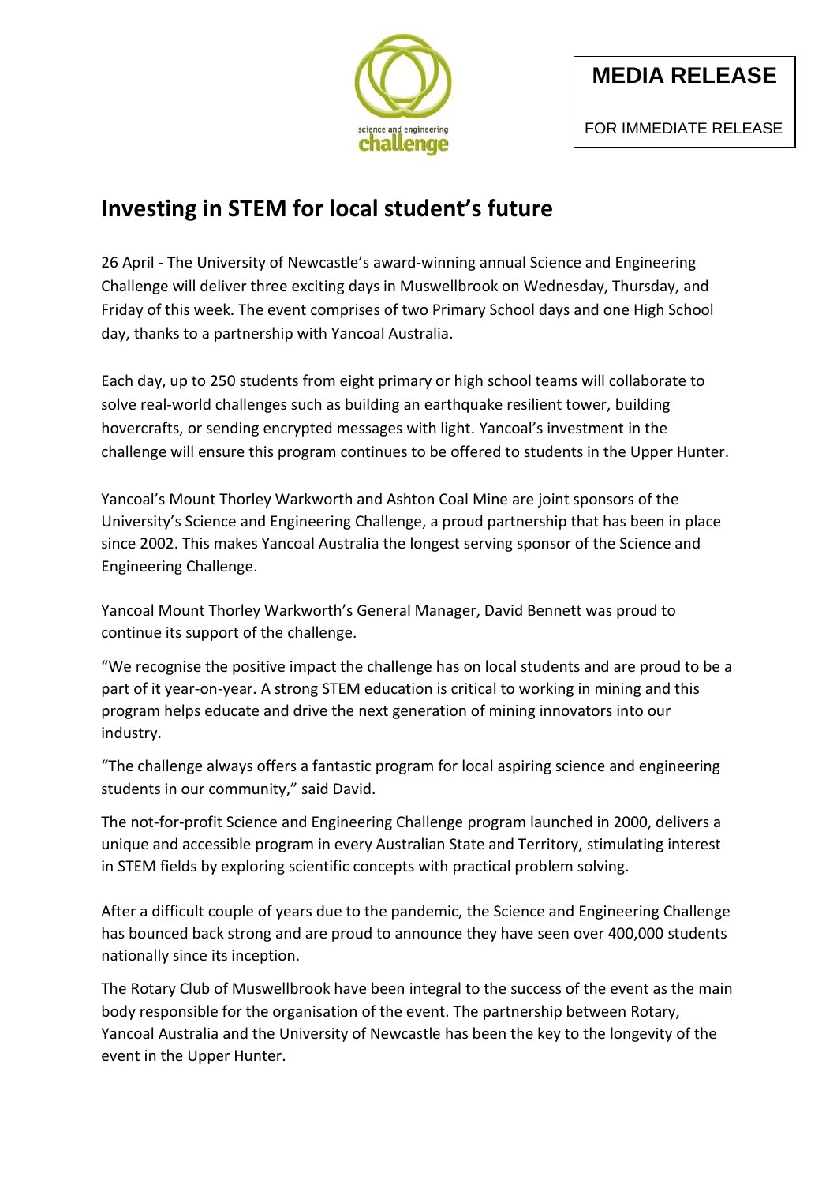science and engineering challenge

**MEDIA RELEASE**

FOR IMMEDIATE RELEASE

# Investing in STEM for local student's future

26 April - The University of Newcastle's award-winning annual Science and Engineering Challenge will deliver three exciting days in Muswellbrook on Wednesday, Thursday, and Friday of this week. The event comprises of two Primary School days and one High School day, thanks to a partnership with Yancoal Australia.

Each day, up to 250 students from eight primary or high school teams will collaborate to solve real-world challenges such as building an earthquake resilient tower, building hovercrafts, or sending encrypted messages with light. Yancoal's investment in the challenge will ensure this program continues to be offered to students in the Upper Hunter.

Yancoal's Mount Thorley Warkworth and Ashton Coal Mine are joint sponsors of the University's Science and Engineering Challenge, a proud partnership that has been in place since 2002. This makes Yancoal Australia the longest serving sponsor of the Science and Engineering Challenge.

Yancoal Mount Thorley Warkworth's General Manager, David Bennett was proud to continue its support of the challenge.

"We recognise the positive impact the challenge has on local students and are proud to be a part of it year-on-year. A strong STEM education is critical to working in mining and this program helps educate and drive the next generation of mining innovators into our industry.

"The challenge always offers a fantastic program for local aspiring science and engineering students in our community," said David.

The not-for-profit Science and Engineering Challenge program launched in 2000, delivers a unique and accessible program in every Australian State and Territory, stimulating interest in STEM fields by exploring scientific concepts with practical problem solving.

After a difficult couple of years due to the pandemic, the Science and Engineering Challenge has bounced back strong and are proud to announce they have seen over 400,000 students nationally since its inception.

The Rotary Club of Muswellbrook have been integral to the success of the event as the main body responsible for the organisation of the event. The partnership between Rotary, Yancoal Australia and the University of Newcastle has been the key to the longevity of the event in the Upper Hunter.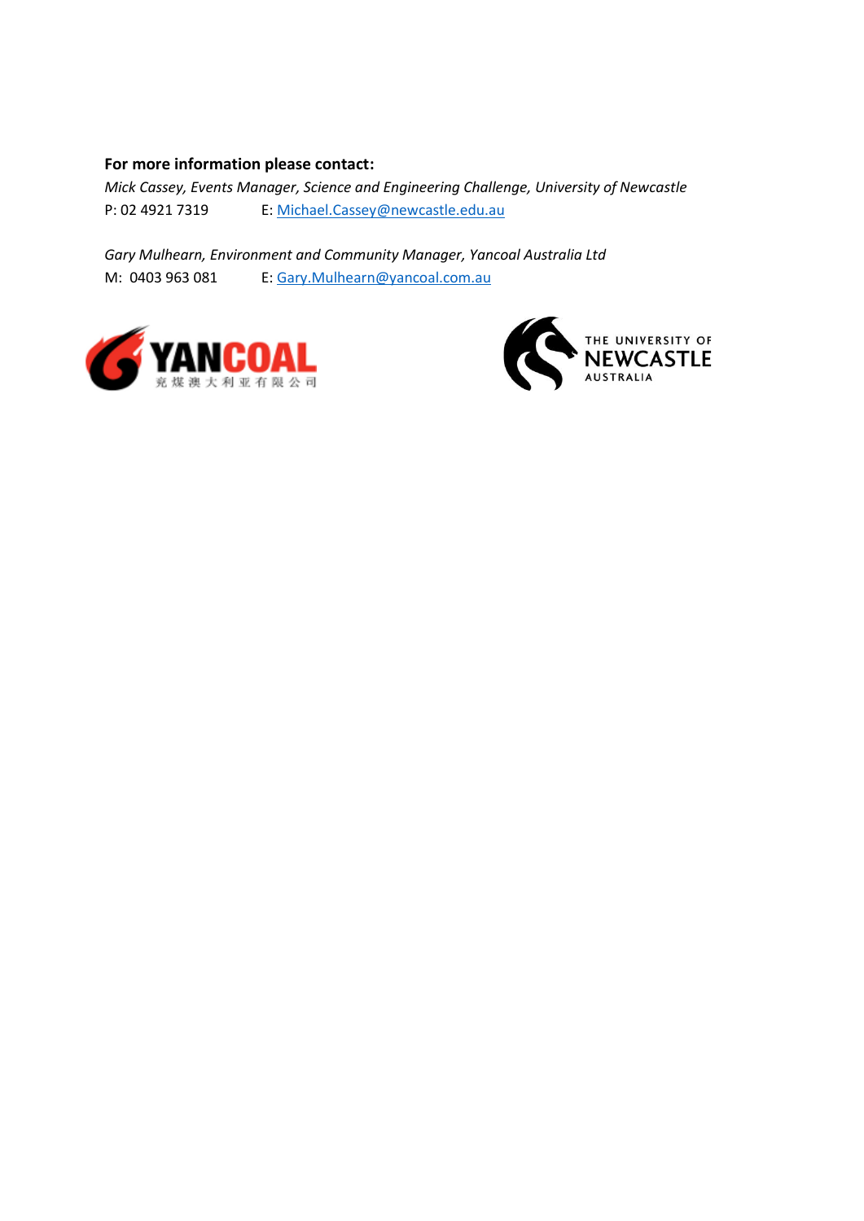**For more information please contact:**

*Mick Cassey, Events Manager, Science and Engineering Challenge, University of Newcastle*

P: 02 4921 7319 E: Michael.Cassey@newcastle.edu.au

*Gary Mulhearn, Environment and Community Manager, Yancoal Australia Ltd*

M: 0403 963 081 E: Gary.Mulhearn@yancoal.com.au